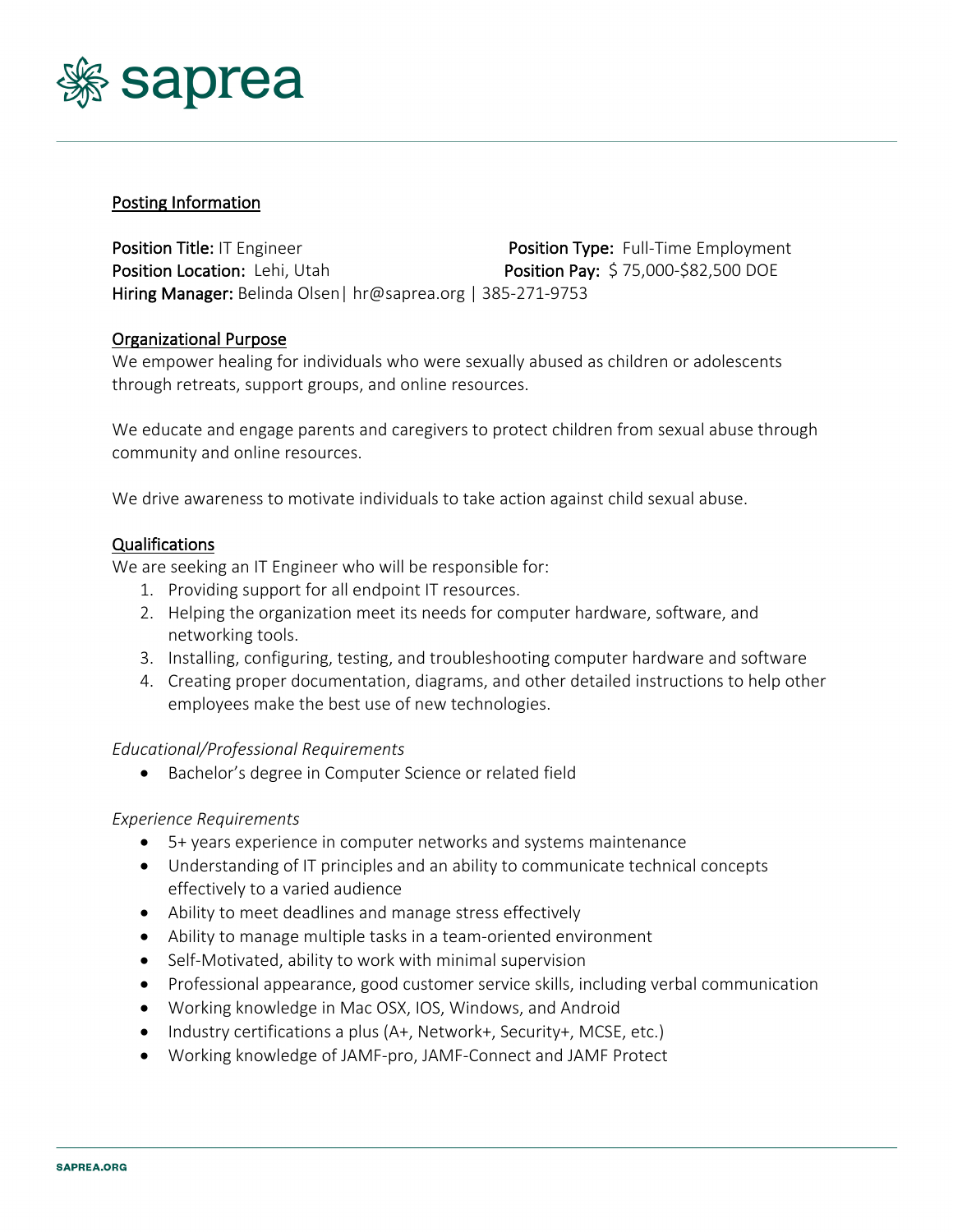# saprea

## Posting Information

**Position Title:** IT Engineer
**Position Type:** Full-Time Employment
**Position Location:** Lehi, Utah
**Position Pay:** $ 75,000-$82,500 DOE
**Hiring Manager:** Belinda Olsen| hr@saprea.org | 385-271-9753

## Organizational Purpose

We empower healing for individuals who were sexually abused as children or adolescents through retreats, support groups, and online resources.

We educate and engage parents and caregivers to protect children from sexual abuse through community and online resources.

We drive awareness to motivate individuals to take action against child sexual abuse.

## Qualifications

We are seeking an IT Engineer who will be responsible for:

1. Providing support for all endpoint IT resources.
2. Helping the organization meet its needs for computer hardware, software, and networking tools.
3. Installing, configuring, testing, and troubleshooting computer hardware and software
4. Creating proper documentation, diagrams, and other detailed instructions to help other employees make the best use of new technologies.

*Educational/Professional Requirements*

- Bachelor's degree in Computer Science or related field

*Experience Requirements*

- 5+ years experience in computer networks and systems maintenance
- Understanding of IT principles and an ability to communicate technical concepts effectively to a varied audience
- Ability to meet deadlines and manage stress effectively
- Ability to manage multiple tasks in a team-oriented environment
- Self-Motivated, ability to work with minimal supervision
- Professional appearance, good customer service skills, including verbal communication
- Working knowledge in Mac OSX, IOS, Windows, and Android
- Industry certifications a plus (A+, Network+, Security+, MCSE, etc.)
- Working knowledge of JAMF-pro, JAMF-Connect and JAMF Protect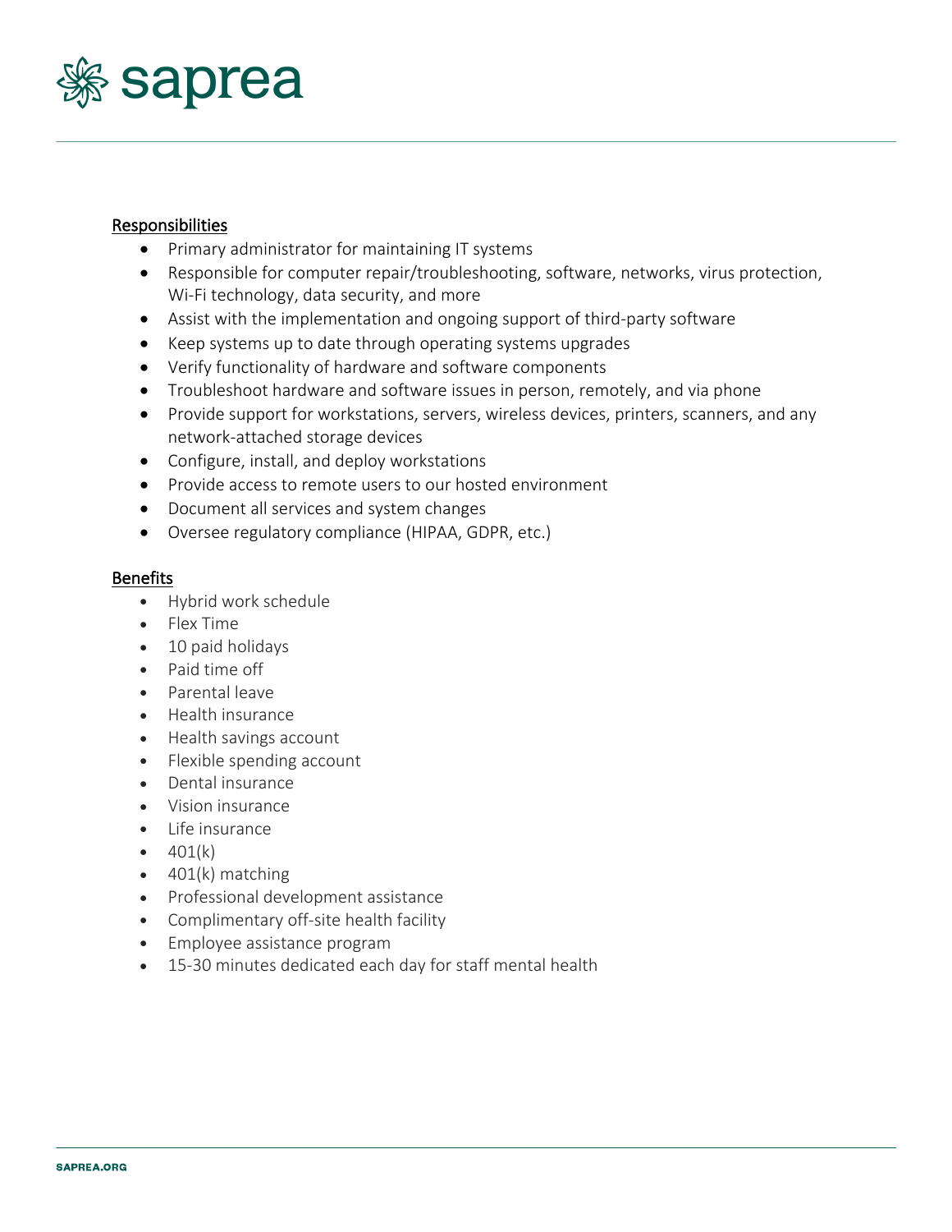## Responsibilities

- Primary administrator for maintaining IT systems
- Responsible for computer repair/troubleshooting, software, networks, virus protection, Wi-Fi technology, data security, and more
- Assist with the implementation and ongoing support of third-party software
- Keep systems up to date through operating systems upgrades
- Verify functionality of hardware and software components
- Troubleshoot hardware and software issues in person, remotely, and via phone
- Provide support for workstations, servers, wireless devices, printers, scanners, and any network-attached storage devices
- Configure, install, and deploy workstations
- Provide access to remote users to our hosted environment
- Document all services and system changes
- Oversee regulatory compliance (HIPAA, GDPR, etc.)

## Benefits

- Hybrid work schedule
- Flex Time
- 10 paid holidays
- Paid time off
- Parental leave
- Health insurance
- Health savings account
- Flexible spending account
- Dental insurance
- Vision insurance
- Life insurance
- 401(k)
- 401(k) matching
- Professional development assistance
- Complimentary off-site health facility
- Employee assistance program
- 15-30 minutes dedicated each day for staff mental health